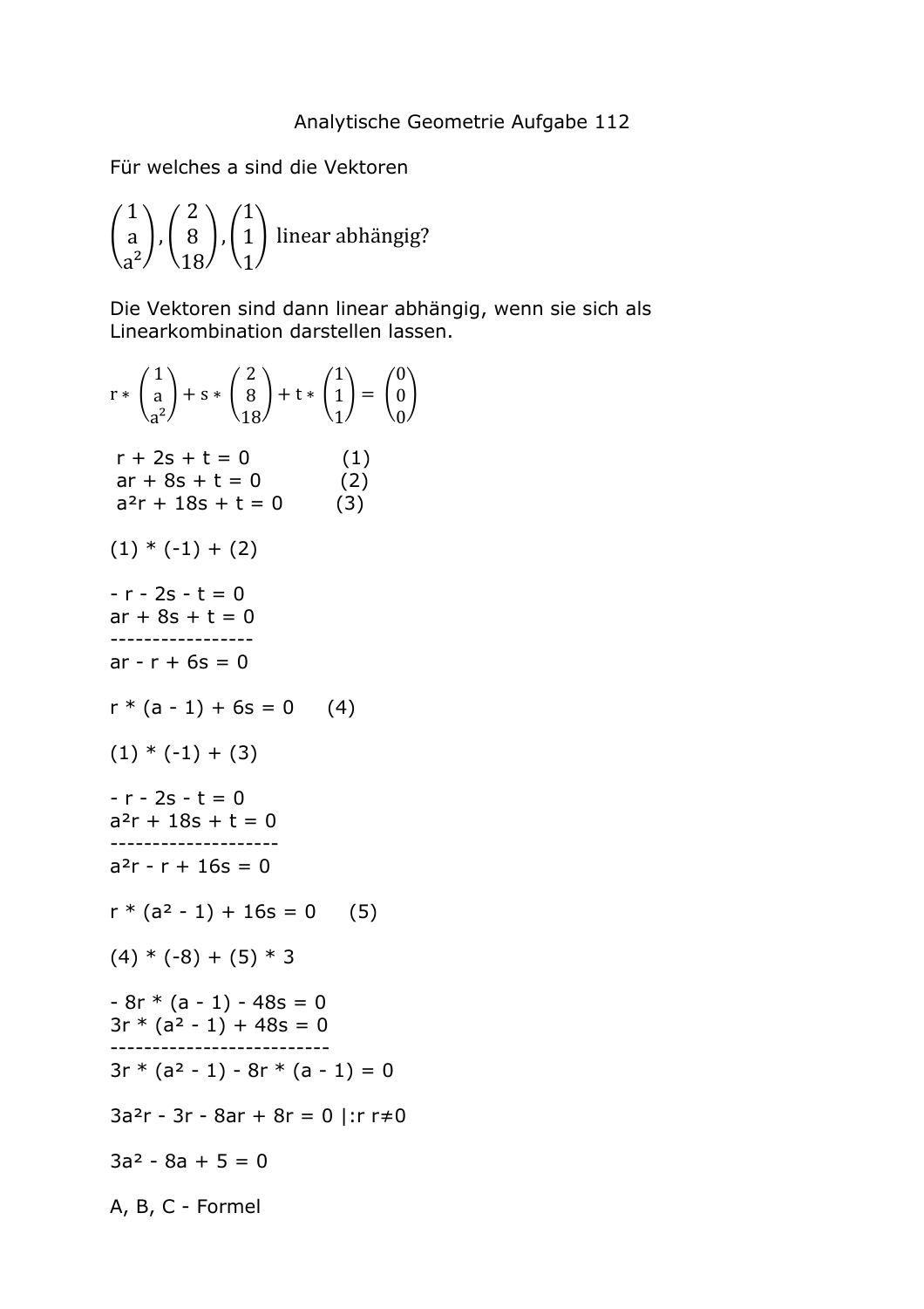# Analytische Geometrie Aufgabe 112

Für welches a sind die Vektoren

$$\begin{pmatrix} 1 \\ a \\ a^2 \end{pmatrix}, \begin{pmatrix} 2 \\ 8 \\ 18 \end{pmatrix}, \begin{pmatrix} 1 \\ 1 \\ 1 \end{pmatrix} \text{ linear abhängig?}$$

Die Vektoren sind dann linear abhängig, wenn sie sich als Linearkombination darstellen lassen.

$$r * \begin{pmatrix} 1 \\ a \\ a^2 \end{pmatrix} + s * \begin{pmatrix} 2 \\ 8 \\ 18 \end{pmatrix} + t * \begin{pmatrix} 1 \\ 1 \\ 1 \end{pmatrix} = \begin{pmatrix} 0 \\ 0 \\ 0 \end{pmatrix}$$

$r + 2s + t = 0$ (1)
$ar + 8s + t = 0$ (2)
$a^2r + 18s + t = 0$ (3)

(1) * (-1) + (2)

$- r - 2s - t = 0$
$ar + 8s + t = 0$
-----------------
$ar - r + 6s = 0$

$r * (a - 1) + 6s = 0$ (4)

(1) * (-1) + (3)

$- r - 2s - t = 0$
$a^2r + 18s + t = 0$
--------------------
$a^2r - r + 16s = 0$

$r * (a^2 - 1) + 16s = 0$ (5)

(4) * (-8) + (5) * 3

$- 8r * (a - 1) - 48s = 0$
$3r * (a^2 - 1) + 48s = 0$
--------------------------
$3r * (a^2 - 1) - 8r * (a - 1) = 0$

$3a^2r - 3r - 8ar + 8r = 0 \; |:r \; r \neq 0$

$3a^2 - 8a + 5 = 0$

A, B, C - Formel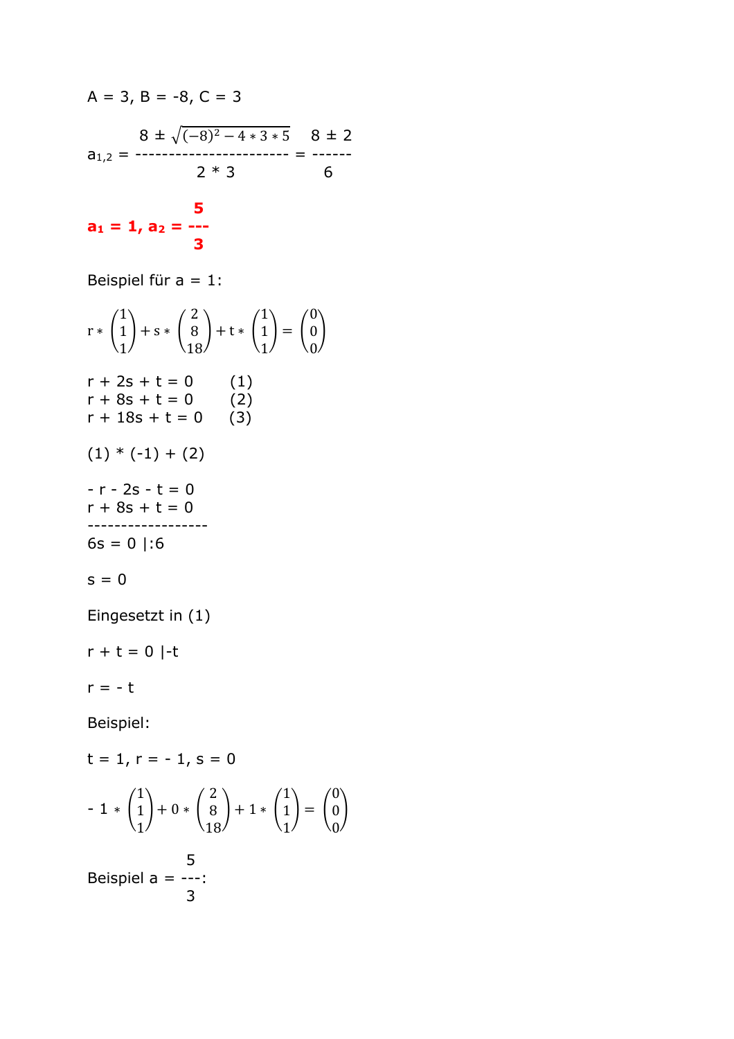A = 3, B = -8, C = 3

$$a_{1,2} = \frac{8 \pm \sqrt{(-8)^2 - 4 * 3 * 5}}{2 * 3} = \frac{8 \pm 2}{6}$$

$$\mathbf{a_1 = 1, a_2 = \frac{5}{3}}$$

Beispiel für a = 1:

$$r * \begin{pmatrix} 1 \\ 1 \\ 1 \end{pmatrix} + s * \begin{pmatrix} 2 \\ 8 \\ 18 \end{pmatrix} + t * \begin{pmatrix} 1 \\ 1 \\ 1 \end{pmatrix} = \begin{pmatrix} 0 \\ 0 \\ 0 \end{pmatrix}$$

r + 2s + t = 0 (1)
r + 8s + t = 0 (2)
r + 18s + t = 0 (3)

(1) * (-1) + (2)

- r - 2s - t = 0
r + 8s + t = 0

------------------
6s = 0 |:6

s = 0

Eingesetzt in (1)

r + t = 0 |-t

r = - t

Beispiel:

t = 1, r = - 1, s = 0

$$- 1 * \begin{pmatrix} 1 \\ 1 \\ 1 \end{pmatrix} + 0 * \begin{pmatrix} 2 \\ 8 \\ 18 \end{pmatrix} + 1 * \begin{pmatrix} 1 \\ 1 \\ 1 \end{pmatrix} = \begin{pmatrix} 0 \\ 0 \\ 0 \end{pmatrix}$$

Beispiel $a = \frac{5}{3}$: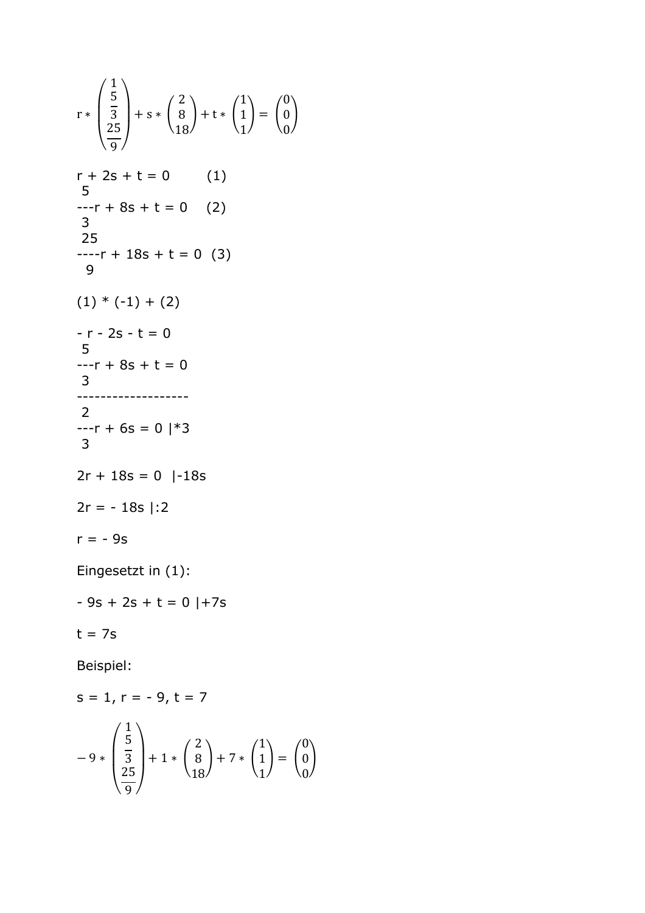$$r * \begin{pmatrix} 1 \\ \frac{5}{3} \\ \frac{25}{9} \end{pmatrix} + s * \begin{pmatrix} 2 \\ 8 \\ 18 \end{pmatrix} + t * \begin{pmatrix} 1 \\ 1 \\ 1 \end{pmatrix} = \begin{pmatrix} 0 \\ 0 \\ 0 \end{pmatrix}$$

$r + 2s + t = 0 \quad (1)$

$\frac{5}{3}r + 8s + t = 0 \quad (2)$

$\frac{25}{9}r + 18s + t = 0 \quad (3)$

(1) * (-1) + (2)

$- r - 2s - t = 0$

$\frac{5}{3}r + 8s + t = 0$

---

$\frac{2}{3}r + 6s = 0 \quad |*3$

$2r + 18s = 0 \quad |-18s$

$2r = - 18s \quad |:2$

$r = - 9s$

Eingesetzt in (1):

$- 9s + 2s + t = 0 \quad |+7s$

$t = 7s$

Beispiel:

$s = 1, r = - 9, t = 7$

$$-9 * \begin{pmatrix} 1 \\ \frac{5}{3} \\ \frac{25}{9} \end{pmatrix} + 1 * \begin{pmatrix} 2 \\ 8 \\ 18 \end{pmatrix} + 7 * \begin{pmatrix} 1 \\ 1 \\ 1 \end{pmatrix} = \begin{pmatrix} 0 \\ 0 \\ 0 \end{pmatrix}$$